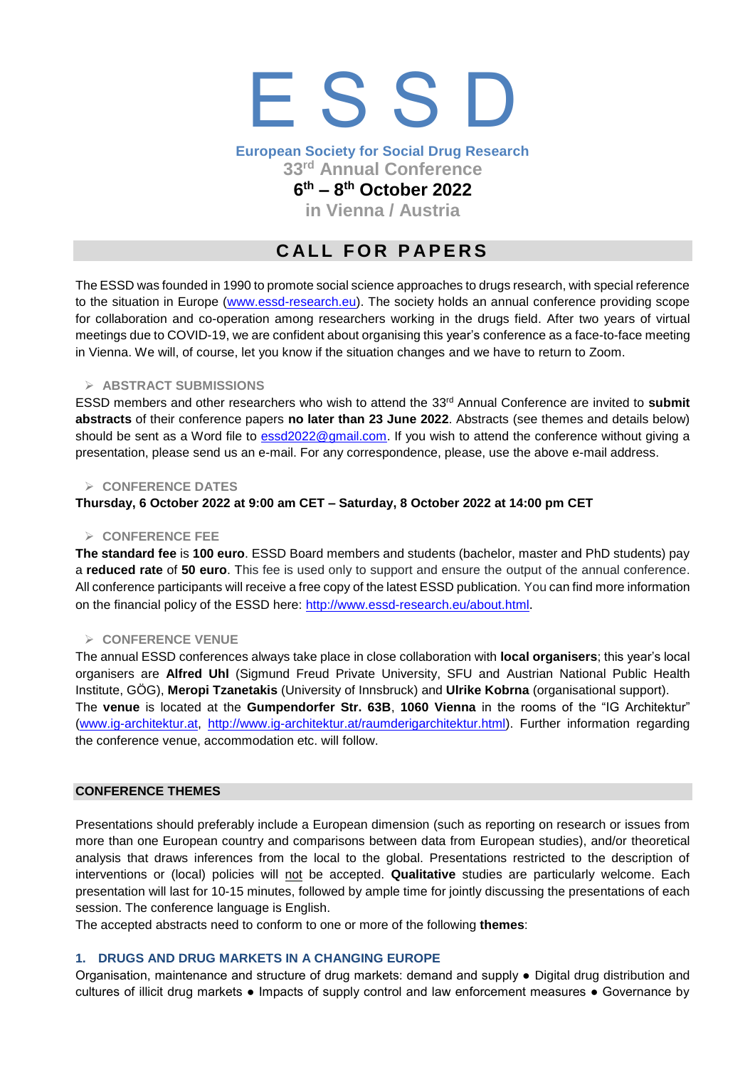# E S S D

**European Society for Social Drug Research**

**33rd Annual Conference**

**6th – 8th October 2022**

**in Vienna / Austria**

## CALL FOR PAPERS

The ESSD was founded in 1990 to promote social science approaches to drugs research, with special reference to the situation in Europe (www.essd-research.eu). The society holds an annual conference providing scope for collaboration and co-operation among researchers working in the drugs field. After two years of virtual meetings due to COVID-19, we are confident about organising this year's conference as a face-to-face meeting in Vienna. We will, of course, let you know if the situation changes and we have to return to Zoom.

### ABSTRACT SUBMISSIONS

ESSD members and other researchers who wish to attend the 33rd Annual Conference are invited to **submit abstracts** of their conference papers **no later than 23 June 2022**. Abstracts (see themes and details below) should be sent as a Word file to essd2022@gmail.com. If you wish to attend the conference without giving a presentation, please send us an e-mail. For any correspondence, please, use the above e-mail address.

### CONFERENCE DATES

**Thursday, 6 October 2022 at 9:00 am CET – Saturday, 8 October 2022 at 14:00 pm CET**

### CONFERENCE FEE

**The standard fee** is **100 euro**. ESSD Board members and students (bachelor, master and PhD students) pay a **reduced rate** of **50 euro**. This fee is used only to support and ensure the output of the annual conference. All conference participants will receive a free copy of the latest ESSD publication. You can find more information on the financial policy of the ESSD here: http://www.essd-research.eu/about.html.

### CONFERENCE VENUE

The annual ESSD conferences always take place in close collaboration with **local organisers**; this year's local organisers are **Alfred Uhl** (Sigmund Freud Private University, SFU and Austrian National Public Health Institute, GÖG), **Meropi Tzanetakis** (University of Innsbruck) and **Ulrike Kobrna** (organisational support).
The **venue** is located at the **Gumpendorfer Str. 63B**, **1060 Vienna** in the rooms of the "IG Architektur" (www.ig-architektur.at, http://www.ig-architektur.at/raumderigarchitektur.html). Further information regarding the conference venue, accommodation etc. will follow.

## CONFERENCE THEMES

Presentations should preferably include a European dimension (such as reporting on research or issues from more than one European country and comparisons between data from European studies), and/or theoretical analysis that draws inferences from the local to the global. Presentations restricted to the description of interventions or (local) policies will not be accepted. **Qualitative** studies are particularly welcome. Each presentation will last for 10-15 minutes, followed by ample time for jointly discussing the presentations of each session. The conference language is English.
The accepted abstracts need to conform to one or more of the following **themes**:

### 1. DRUGS AND DRUG MARKETS IN A CHANGING EUROPE

Organisation, maintenance and structure of drug markets: demand and supply ● Digital drug distribution and cultures of illicit drug markets ● Impacts of supply control and law enforcement measures ● Governance by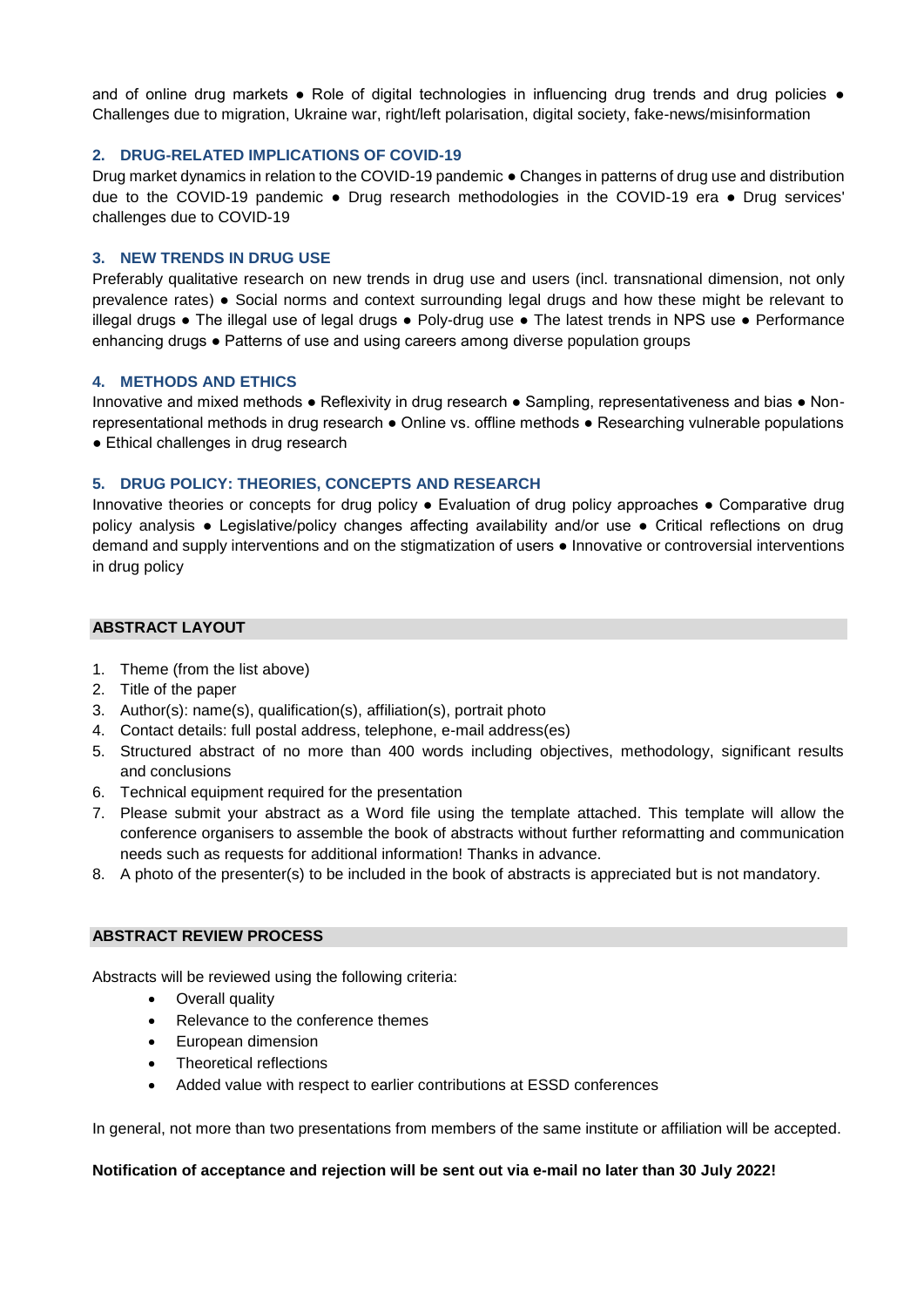and of online drug markets ● Role of digital technologies in influencing drug trends and drug policies ● Challenges due to migration, Ukraine war, right/left polarisation, digital society, fake-news/misinformation

### 2. DRUG-RELATED IMPLICATIONS OF COVID-19

Drug market dynamics in relation to the COVID-19 pandemic ● Changes in patterns of drug use and distribution due to the COVID-19 pandemic ● Drug research methodologies in the COVID-19 era ● Drug services' challenges due to COVID-19

### 3. NEW TRENDS IN DRUG USE

Preferably qualitative research on new trends in drug use and users (incl. transnational dimension, not only prevalence rates) ● Social norms and context surrounding legal drugs and how these might be relevant to illegal drugs ● The illegal use of legal drugs ● Poly-drug use ● The latest trends in NPS use ● Performance enhancing drugs ● Patterns of use and using careers among diverse population groups

### 4. METHODS AND ETHICS

Innovative and mixed methods ● Reflexivity in drug research ● Sampling, representativeness and bias ● Non-representational methods in drug research ● Online vs. offline methods ● Researching vulnerable populations ● Ethical challenges in drug research

### 5. DRUG POLICY: THEORIES, CONCEPTS AND RESEARCH

Innovative theories or concepts for drug policy ● Evaluation of drug policy approaches ● Comparative drug policy analysis ● Legislative/policy changes affecting availability and/or use ● Critical reflections on drug demand and supply interventions and on the stigmatization of users ● Innovative or controversial interventions in drug policy

## ABSTRACT LAYOUT

1. Theme (from the list above)
2. Title of the paper
3. Author(s): name(s), qualification(s), affiliation(s), portrait photo
4. Contact details: full postal address, telephone, e-mail address(es)
5. Structured abstract of no more than 400 words including objectives, methodology, significant results and conclusions
6. Technical equipment required for the presentation
7. Please submit your abstract as a Word file using the template attached. This template will allow the conference organisers to assemble the book of abstracts without further reformatting and communication needs such as requests for additional information! Thanks in advance.
8. A photo of the presenter(s) to be included in the book of abstracts is appreciated but is not mandatory.

## ABSTRACT REVIEW PROCESS

Abstracts will be reviewed using the following criteria:

- Overall quality
- Relevance to the conference themes
- European dimension
- Theoretical reflections
- Added value with respect to earlier contributions at ESSD conferences

In general, not more than two presentations from members of the same institute or affiliation will be accepted.

**Notification of acceptance and rejection will be sent out via e-mail no later than 30 July 2022!**